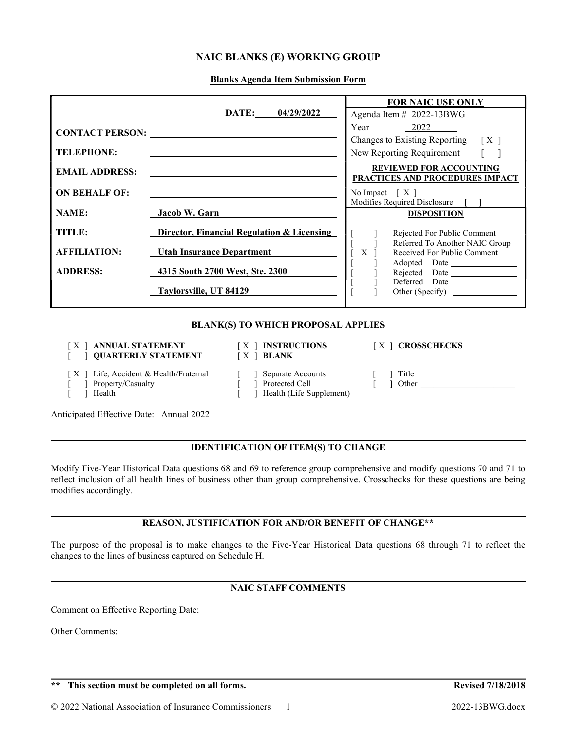# NAIC BLANKS (E) WORKING GROUP

**Blanks Agenda Item Submission Form**

| | | FOR NAIC USE ONLY |
|---|---|---|
| | **DATE:** 04/29/2022 | Agenda Item # 2022-13BWG |
| **CONTACT PERSON:** | | Year 2022 |
| | | Changes to Existing Reporting [ X ] |
| **TELEPHONE:** | | New Reporting Requirement [ ] |
| **EMAIL ADDRESS:** | | **REVIEWED FOR ACCOUNTING PRACTICES AND PROCEDURES IMPACT** |
| **ON BEHALF OF:** | | No Impact [ X ] |
| | | Modifies Required Disclosure [ ] |
| **NAME:** | **Jacob W. Garn** | **DISPOSITION** |
| **TITLE:** | **Director, Financial Regulation & Licensing** | [ ] Rejected For Public Comment |
| | | [ ] Referred To Another NAIC Group |
| **AFFILIATION:** | **Utah Insurance Department** | [ X ] Received For Public Comment |
| | | [ ] Adopted Date |
| **ADDRESS:** | **4315 South 2700 West, Ste. 2300** | [ ] Rejected Date |
| | | [ ] Deferred Date |
| | **Taylorsville, UT 84129** | [ ] Other (Specify) |

## BLANK(S) TO WHICH PROPOSAL APPLIES

| | | |
|---|---|---|
| [ X ] **ANNUAL STATEMENT** | [ X ] **INSTRUCTIONS** | [ X ] **CROSSCHECKS** |
| [ ] **QUARTERLY STATEMENT** | [ X ] **BLANK** | |
| [ X ] Life, Accident & Health/Fraternal | [ ] Separate Accounts | [ ] Title |
| [ ] Property/Casualty | [ ] Protected Cell | [ ] Other |
| [ ] Health | [ ] Health (Life Supplement) | |

Anticipated Effective Date: Annual 2022

## IDENTIFICATION OF ITEM(S) TO CHANGE

Modify Five-Year Historical Data questions 68 and 69 to reference group comprehensive and modify questions 70 and 71 to reflect inclusion of all health lines of business other than group comprehensive. Crosschecks for these questions are being modifies accordingly.

## REASON, JUSTIFICATION FOR AND/OR BENEFIT OF CHANGE**

The purpose of the proposal is to make changes to the Five-Year Historical Data questions 68 through 71 to reflect the changes to the lines of business captured on Schedule H.

## NAIC STAFF COMMENTS

Comment on Effective Reporting Date:

Other Comments:

**\*\* This section must be completed on all forms.** **Revised 7/18/2018**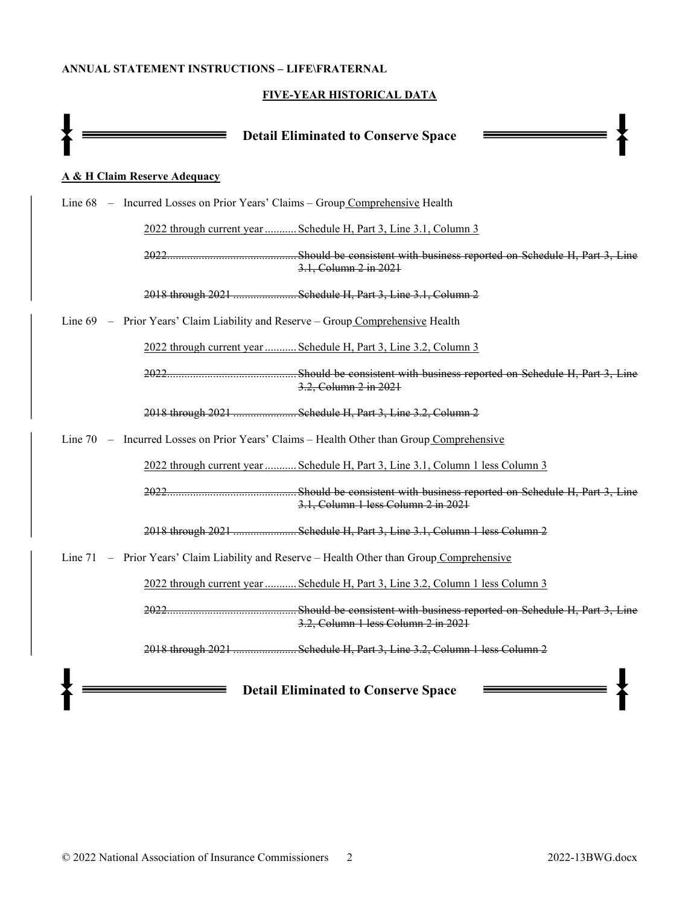**ANNUAL STATEMENT INSTRUCTIONS – LIFE\FRATERNAL**

**FIVE-YEAR HISTORICAL DATA**

**Detail Eliminated to Conserve Space**

**A & H Claim Reserve Adequacy**

Line 68 – Incurred Losses on Prior Years' Claims – Group Comprehensive Health

2022 through current year........... Schedule H, Part 3, Line 3.1, Column 3

~~2022........................................... Should be consistent with business reported on Schedule H, Part 3, Line 3.1, Column 2 in 2021~~

~~2018 through 2021...................... Schedule H, Part 3, Line 3.1, Column 2~~

Line 69 – Prior Years' Claim Liability and Reserve – Group Comprehensive Health

2022 through current year........... Schedule H, Part 3, Line 3.2, Column 3

~~2022........................................... Should be consistent with business reported on Schedule H, Part 3, Line 3.2, Column 2 in 2021~~

~~2018 through 2021...................... Schedule H, Part 3, Line 3.2, Column 2~~

Line 70 – Incurred Losses on Prior Years' Claims – Health Other than Group Comprehensive

2022 through current year........... Schedule H, Part 3, Line 3.1, Column 1 less Column 3

~~2022........................................... Should be consistent with business reported on Schedule H, Part 3, Line 3.1, Column 1 less Column 2 in 2021~~

~~2018 through 2021...................... Schedule H, Part 3, Line 3.1, Column 1 less Column 2~~

Line 71 – Prior Years' Claim Liability and Reserve – Health Other than Group Comprehensive

2022 through current year........... Schedule H, Part 3, Line 3.2, Column 1 less Column 3

~~2022........................................... Should be consistent with business reported on Schedule H, Part 3, Line 3.2, Column 1 less Column 2 in 2021~~

~~2018 through 2021...................... Schedule H, Part 3, Line 3.2, Column 1 less Column 2~~

**Detail Eliminated to Conserve Space**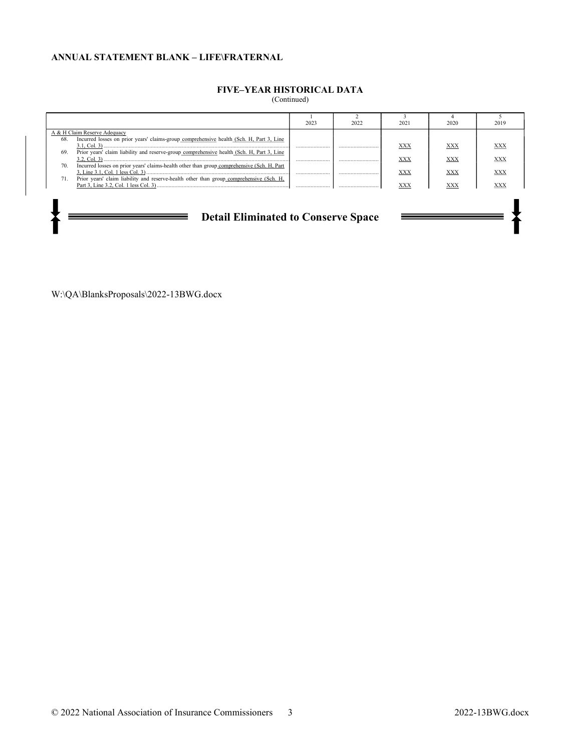**ANNUAL STATEMENT BLANK – LIFE\FRATERNAL**

## FIVE–YEAR HISTORICAL DATA
(Continued)

| | 1<br>2023 | 2<br>2022 | 3<br>2021 | 4<br>2020 | 5<br>2019 |
|---|---|---|---|---|---|
| A & H Claim Reserve Adequacy | | | | | |
| 68. Incurred losses on prior years' claims-group comprehensive health (Sch. H, Part 3, Line 3.1, Col. 3) | | | XXX | XXX | XXX |
| 69. Prior years' claim liability and reserve-group comprehensive health (Sch. H, Part 3, Line 3.2, Col. 3) | | | XXX | XXX | XXX |
| 70. Incurred losses on prior years' claims-health other than group comprehensive (Sch. H, Part 3, Line 3.1, Col. 1 less Col. 3) | | | XXX | XXX | XXX |
| 71. Prior years' claim liability and reserve-health other than group comprehensive (Sch. H, Part 3, Line 3.2, Col. 1 less Col. 3) | | | XXX | XXX | XXX |

**Detail Eliminated to Conserve Space**

W:\QA\BlanksProposals\2022-13BWG.docx